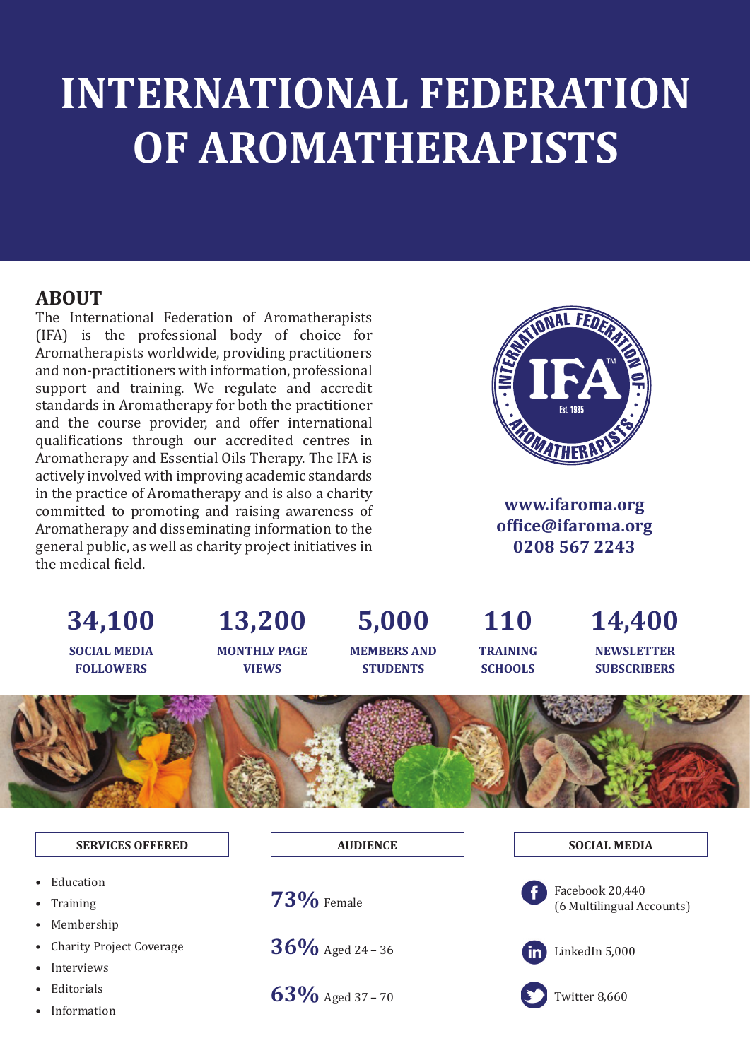# INTERNATIONAL FEDERATION OF AROMATHERAPISTS

## ABOUT

The International Federation of Aromatherapists (IFA) is the professional body of choice for Aromatherapists worldwide, providing practitioners and non-practitioners with information, professional support and training. We regulate and accredit standards in Aromatherapy for both the practitioner and the course provider, and offer international qualifications through our accredited centres in Aromatherapy and Essential Oils Therapy. The IFA is actively involved with improving academic standards in the practice of Aromatherapy and is also a charity committed to promoting and raising awareness of Aromatherapy and disseminating information to the general public, as well as charity project initiatives in the medical field.

**www.ifaroma.org**
**office@ifaroma.org**
**0208 567 2243**

| 34,100 | 13,200 | 5,000 | 110 | 14,400 |
|---|---|---|---|---|
| SOCIAL MEDIA FOLLOWERS | MONTHLY PAGE VIEWS | MEMBERS AND STUDENTS | TRAINING SCHOOLS | NEWSLETTER SUBSCRIBERS |

### SERVICES OFFERED

- Education
- Training
- Membership
- Charity Project Coverage
- Interviews
- Editorials
- Information

### AUDIENCE

**73%** Female

**36%** Aged 24 – 36

**63%** Aged 37 – 70

### SOCIAL MEDIA

Facebook 20,440 (6 Multilingual Accounts)

LinkedIn 5,000

Twitter 8,660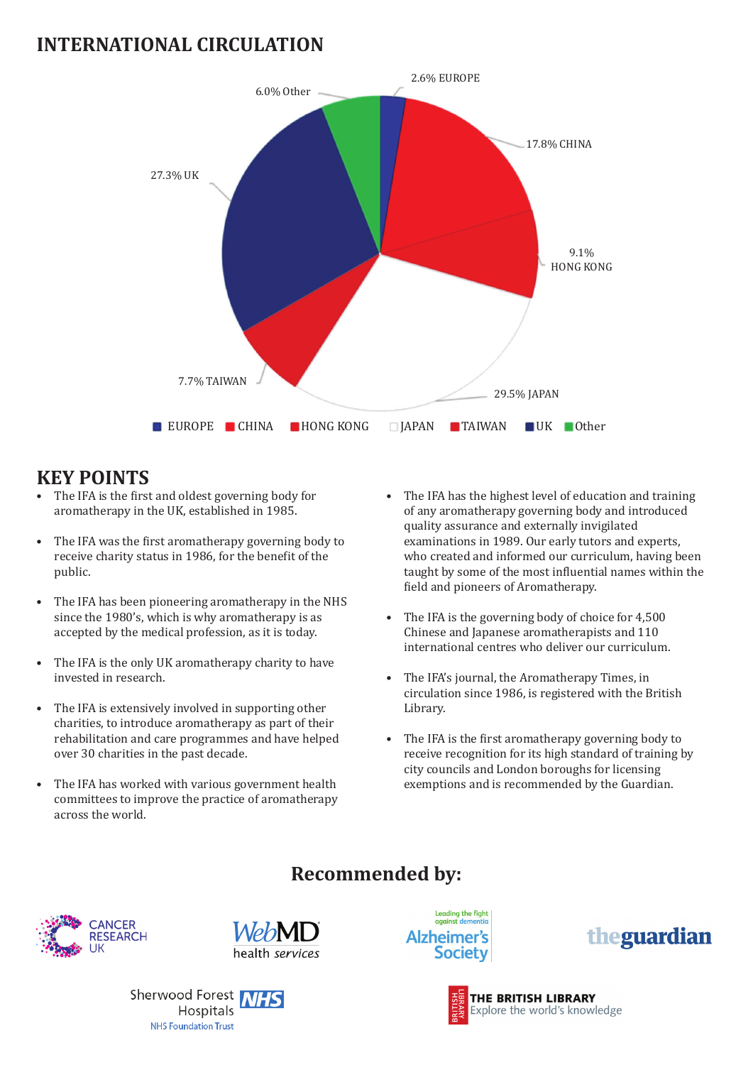## INTERNATIONAL CIRCULATION

2.6% EUROPE
17.8% CHINA
9.1% HONG KONG
29.5% JAPAN
7.7% TAIWAN
27.3% UK
6.0% Other

EUROPE CHINA HONG KONG JAPAN TAIWAN UK Other

## KEY POINTS

- The IFA is the first and oldest governing body for aromatherapy in the UK, established in 1985.
- The IFA was the first aromatherapy governing body to receive charity status in 1986, for the benefit of the public.
- The IFA has been pioneering aromatherapy in the NHS since the 1980's, which is why aromatherapy is as accepted by the medical profession, as it is today.
- The IFA is the only UK aromatherapy charity to have invested in research.
- The IFA is extensively involved in supporting other charities, to introduce aromatherapy as part of their rehabilitation and care programmes and have helped over 30 charities in the past decade.
- The IFA has worked with various government health committees to improve the practice of aromatherapy across the world.
- The IFA has the highest level of education and training of any aromatherapy governing body and introduced quality assurance and externally invigilated examinations in 1989. Our early tutors and experts, who created and informed our curriculum, having been taught by some of the most influential names within the field and pioneers of Aromatherapy.
- The IFA is the governing body of choice for 4,500 Chinese and Japanese aromatherapists and 110 international centres who deliver our curriculum.
- The IFA's journal, the Aromatherapy Times, in circulation since 1986, is registered with the British Library.
- The IFA is the first aromatherapy governing body to receive recognition for its high standard of training by city councils and London boroughs for licensing exemptions and is recommended by the Guardian.

## Recommended by:

CANCER RESEARCH UK

WebMD health services

Leading the fight against dementia Alzheimer's Society

theguardian

Sherwood Forest Hospitals NHS NHS Foundation Trust

THE BRITISH LIBRARY Explore the world's knowledge